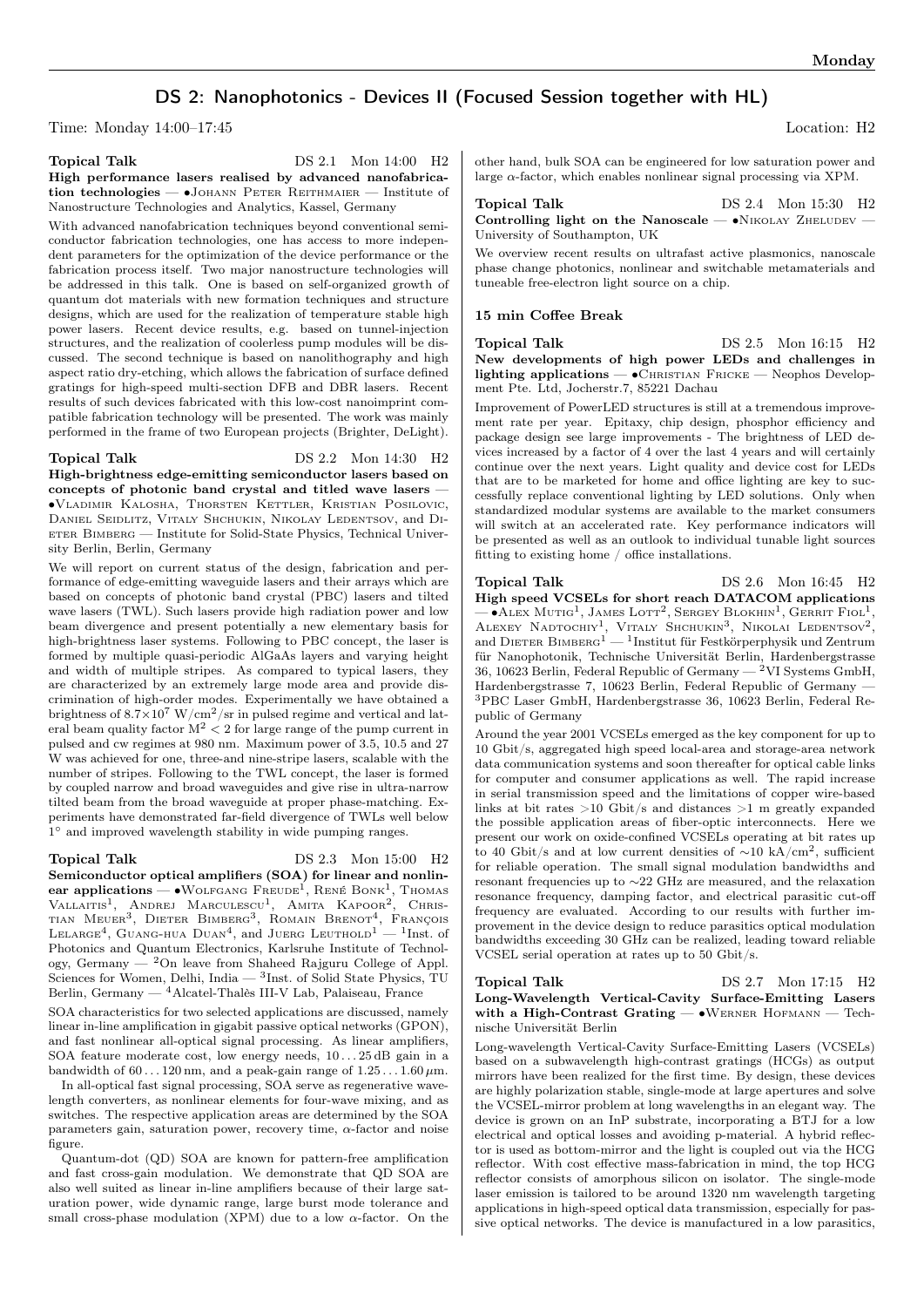## DS 2: Nanophotonics - Devices II (Focused Session together with HL)

Time: Monday 14:00–17:45 Location: H2

**Topical Talk** DS 2.1 Mon 14:00 H2

**High performance lasers realised by advanced nanofabrication technologies** — •Johann Peter Reithmaier — Institute of Nanostructure Technologies and Analytics, Kassel, Germany

With advanced nanofabrication techniques beyond conventional semiconductor fabrication technologies, one has access to more independent parameters for the optimization of the device performance or the fabrication process itself. Two major nanostructure technologies will be addressed in this talk. One is based on self-organized growth of quantum dot materials with new formation techniques and structure designs, which are used for the realization of temperature stable high power lasers. Recent device results, e.g. based on tunnel-injection structures, and the realization of coolerless pump modules will be discussed. The second technique is based on nanolithography and high aspect ratio dry-etching, which allows the fabrication of surface defined gratings for high-speed multi-section DFB and DBR lasers. Recent results of such devices fabricated with this low-cost nanoimprint compatible fabrication technology will be presented. The work was mainly performed in the frame of two European projects (Brighter, DeLight).

**Topical Talk** DS 2.2 Mon 14:30 H2

**High-brightness edge-emitting semiconductor lasers based on concepts of photonic band crystal and titled wave lasers** — •Vladimir Kalosha, Thorsten Kettler, Kristian Posilovic, Daniel Seidlitz, Vitaly Shchukin, Nikolay Ledentsov, and Dieter Bimberg — Institute for Solid-State Physics, Technical University Berlin, Berlin, Germany

We will report on current status of the design, fabrication and performance of edge-emitting waveguide lasers and their arrays which are based on concepts of photonic band crystal (PBC) lasers and tilted wave lasers (TWL). Such lasers provide high radiation power and low beam divergence and present potentially a new elementary basis for high-brightness laser systems. Following to PBC concept, the laser is formed by multiple quasi-periodic AlGaAs layers and varying height and width of multiple stripes. As compared to typical lasers, they are characterized by an extremely large mode area and provide discrimination of high-order modes. Experimentally we have obtained a brightness of $8.7\times10^{7}$ W/cm$^2$/sr in pulsed regime and vertical and lateral beam quality factor $M^2 < 2$ for large range of the pump current in pulsed and cw regimes at 980 nm. Maximum power of 3.5, 10.5 and 27 W was achieved for one, three-and nine-stripe lasers, scalable with the number of stripes. Following to the TWL concept, the laser is formed by coupled narrow and broad waveguides and give rise in ultra-narrow tilted beam from the broad waveguide at proper phase-matching. Experiments have demonstrated far-field divergence of TWLs well below 1° and improved wavelength stability in wide pumping ranges.

**Topical Talk** DS 2.3 Mon 15:00 H2

**Semiconductor optical amplifiers (SOA) for linear and nonlinear applications** — •Wolfgang Freude[1], René Bonk[1], Thomas Vallaitis[1], Andrej Marculescu[1], Amita Kapoor[2], Christian Meuer[3], Dieter Bimberg[3], Romain Brenot[4], François Lelarge[4], Guang-hua Duan[4], and Juerg Leuthold[1] — [1]Inst. of Photonics and Quantum Electronics, Karlsruhe Institute of Technology, Germany — [2]On leave from Shaheed Rajguru College of Appl. Sciences for Women, Delhi, India — [3]Inst. of Solid State Physics, TU Berlin, Germany — [4]Alcatel-Thalès III-V Lab, Palaiseau, France

SOA characteristics for two selected applications are discussed, namely linear in-line amplification in gigabit passive optical networks (GPON), and fast nonlinear all-optical signal processing. As linear amplifiers, SOA feature moderate cost, low energy needs, 10...25 dB gain in a bandwidth of 60...120 nm, and a peak-gain range of 1.25...1.60 $\mu$m.

In all-optical fast signal processing, SOA serve as regenerative wavelength converters, as nonlinear elements for four-wave mixing, and as switches. The respective application areas are determined by the SOA parameters gain, saturation power, recovery time, $\alpha$-factor and noise figure.

Quantum-dot (QD) SOA are known for pattern-free amplification and fast cross-gain modulation. We demonstrate that QD SOA are also well suited as linear in-line amplifiers because of their large saturation power, wide dynamic range, large burst mode tolerance and small cross-phase modulation (XPM) due to a low $\alpha$-factor. On the other hand, bulk SOA can be engineered for low saturation power and large $\alpha$-factor, which enables nonlinear signal processing via XPM.

**Topical Talk** DS 2.4 Mon 15:30 H2

**Controlling light on the Nanoscale** — •Nikolay Zheludev — University of Southampton, UK

We overview recent results on ultrafast active plasmonics, nanoscale phase change photonics, nonlinear and switchable metamaterials and tuneable free-electron light source on a chip.

**15 min Coffee Break**

**Topical Talk** DS 2.5 Mon 16:15 H2

**New developments of high power LEDs and challenges in lighting applications** — •Christian Fricke — Neophos Development Pte. Ltd, Jocherstr.7, 85221 Dachau

Improvement of PowerLED structures is still at a tremendous improvement rate per year. Epitaxy, chip design, phosphor efficiency and package design see large improvements - The brightness of LED devices increased by a factor of 4 over the last 4 years and will certainly continue over the next years. Light quality and device cost for LEDs that are to be marketed for home and office lighting are key to successfully replace conventional lighting by LED solutions. Only when standardized modular systems are available to the market consumers will switch at an accelerated rate. Key performance indicators will be presented as well as an outlook to individual tunable light sources fitting to existing home / office installations.

**Topical Talk** DS 2.6 Mon 16:45 H2

**High speed VCSELs for short reach DATACOM applications** — •Alex Mutig[1], James Lott[2], Sergey Blokhin[1], Gerrit Fiol[1], Alexey Nadtochiy[1], Vitaly Shchukin[3], Nikolai Ledentsov[2], and Dieter Bimberg[1] — [1]Institut für Festkörperphysik und Zentrum für Nanophotonik, Technische Universität Berlin, Hardenbergstrasse 36, 10623 Berlin, Federal Republic of Germany — [2]VI Systems GmbH, Hardenbergstrasse 7, 10623 Berlin, Federal Republic of Germany — [3]PBC Laser GmbH, Hardenbergstrasse 36, 10623 Berlin, Federal Republic of Germany

Around the year 2001 VCSELs emerged as the key component for up to 10 Gbit/s, aggregated high speed local-area and storage-area network data communication systems and soon thereafter for optical cable links for computer and consumer applications as well. The rapid increase in serial transmission speed and the limitations of copper wire-based links at bit rates >10 Gbit/s and distances >1 m greatly expanded the possible application areas of fiber-optic interconnects. Here we present our work on oxide-confined VCSELs operating at bit rates up to 40 Gbit/s and at low current densities of ~10 kA/cm$^2$, sufficient for reliable operation. The small signal modulation bandwidths and resonant frequencies up to ~22 GHz are measured, and the relaxation resonance frequency, damping factor, and electrical parasitic cut-off frequency are evaluated. According to our results with further improvement in the device design to reduce parasitics optical modulation bandwidths exceeding 30 GHz can be realized, leading toward reliable VCSEL serial operation at rates up to 50 Gbit/s.

**Topical Talk** DS 2.7 Mon 17:15 H2

**Long-Wavelength Vertical-Cavity Surface-Emitting Lasers with a High-Contrast Grating** — •Werner Hofmann — Technische Universität Berlin

Long-wavelength Vertical-Cavity Surface-Emitting Lasers (VCSELs) based on a subwavelength high-contrast gratings (HCGs) as output mirrors have been realized for the first time. By design, these devices are highly polarization stable, single-mode at large apertures and solve the VCSEL-mirror problem at long wavelengths in an elegant way. The device is grown on an InP substrate, incorporating a BTJ for a low electrical and optical losses and avoiding p-material. A hybrid reflector is used as bottom-mirror and the light is coupled out via the HCG reflector. With cost effective mass-fabrication in mind, the top HCG reflector consists of amorphous silicon on isolator. The single-mode laser emission is tailored to be around 1320 nm wavelength targeting applications in high-speed optical data transmission, especially for passive optical networks. The device is manufactured in a low parasitics,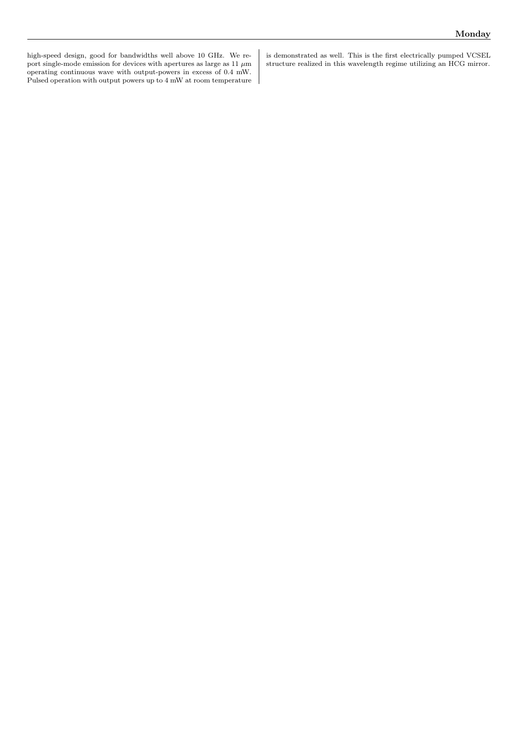high-speed design, good for bandwidths well above 10 GHz. We report single-mode emission for devices with apertures as large as 11 $\mu$m operating continuous wave with output-powers in excess of 0.4 mW. Pulsed operation with output powers up to 4 mW at room temperature is demonstrated as well. This is the first electrically pumped VCSEL structure realized in this wavelength regime utilizing an HCG mirror.